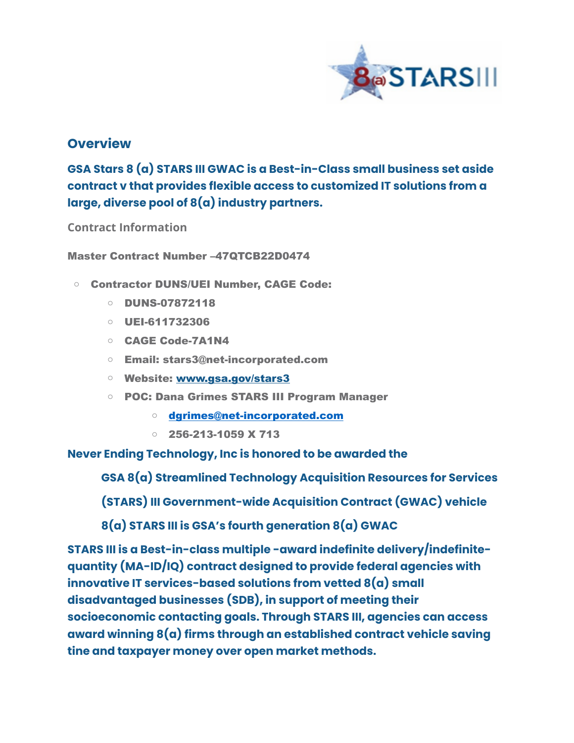## Overview

**GSA Stars 8 (a) STARS III GWAC is a Best-in-Class small business set aside contract v that provides flexible access to customized IT solutions from a large, diverse pool of 8(a) industry partners.**

Contract Information

**Master Contract Number –47QTCB22D0474**

- **Contractor DUNS/UEI Number, CAGE Code:**
  - **DUNS-07872118**
  - **UEI-611732306**
  - **CAGE Code-7A1N4**
  - **Email: stars3@net-incorporated.com**
  - **Website: [www.gsa.gov/stars3](www.gsa.gov/stars3)**
  - **POC: Dana Grimes STARS III Program Manager**
    - **[dgrimes@net-incorporated.com](mailto:dgrimes@net-incorporated.com)**
    - **256-213-1059 X 713**

**Never Ending Technology, Inc is honored to be awarded the**

**GSA 8(a) Streamlined Technology Acquisition Resources for Services**

**(STARS) III Government-wide Acquisition Contract (GWAC) vehicle**

**8(a) STARS III is GSA's fourth generation 8(a) GWAC**

**STARS III is a Best-in-class multiple -award indefinite delivery/indefinite-quantity (MA-ID/IQ) contract designed to provide federal agencies with innovative IT services-based solutions from vetted 8(a) small disadvantaged businesses (SDB), in support of meeting their socioeconomic contacting goals. Through STARS III, agencies can access award winning 8(a) firms through an established contract vehicle saving tine and taxpayer money over open market methods.**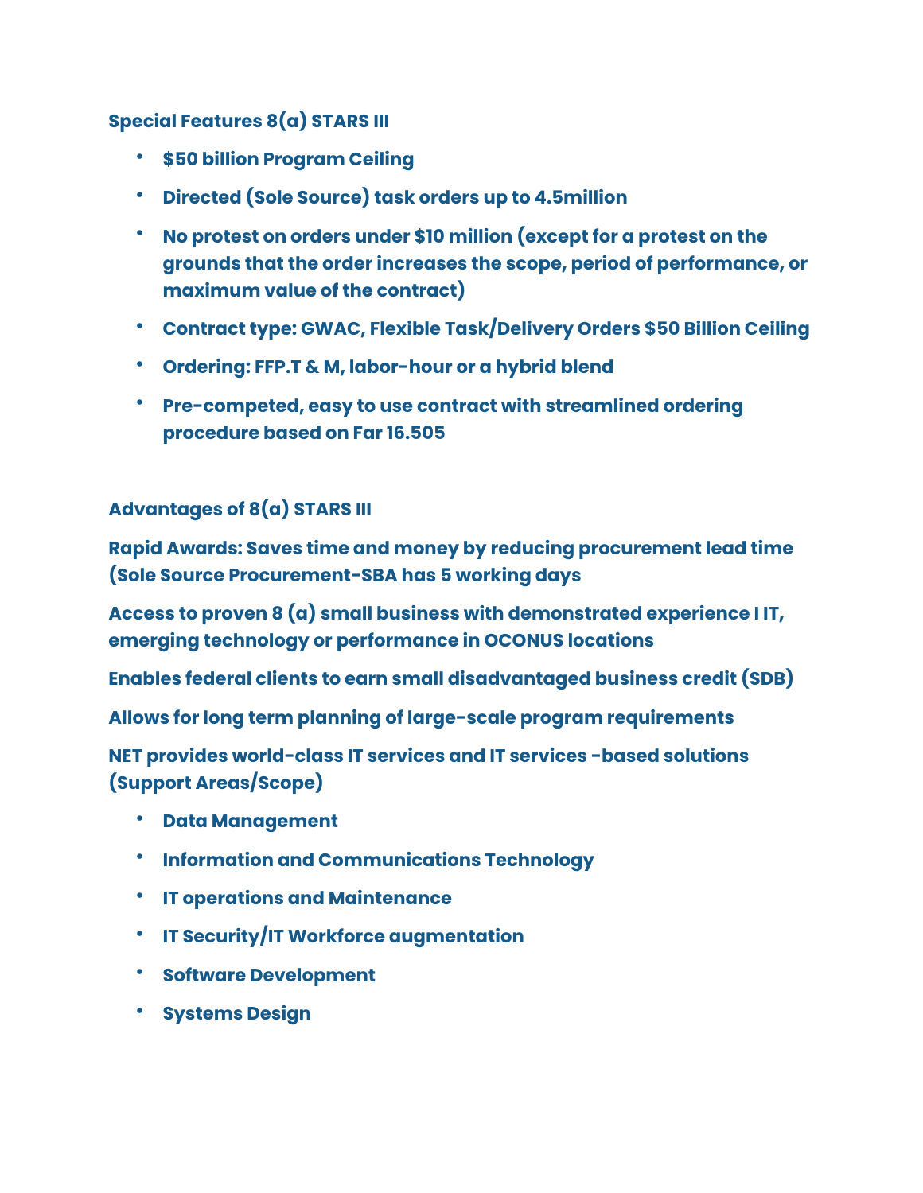**Special Features 8(a) STARS III**

- **$50 billion Program Ceiling**
- **Directed (Sole Source) task orders up to 4.5million**
- **No protest on orders under $10 million (except for a protest on the grounds that the order increases the scope, period of performance, or maximum value of the contract)**
- **Contract type: GWAC, Flexible Task/Delivery Orders $50 Billion Ceiling**
- **Ordering: FFP.T & M, labor-hour or a hybrid blend**
- **Pre-competed, easy to use contract with streamlined ordering procedure based on Far 16.505**

**Advantages of 8(a) STARS III**

**Rapid Awards: Saves time and money by reducing procurement lead time (Sole Source Procurement-SBA has 5 working days**

**Access to proven 8 (a) small business with demonstrated experience I IT, emerging technology or performance in OCONUS locations**

**Enables federal clients to earn small disadvantaged business credit (SDB)**

**Allows for long term planning of large-scale program requirements**

**NET provides world-class IT services and IT services -based solutions (Support Areas/Scope)**

- **Data Management**
- **Information and Communications Technology**
- **IT operations and Maintenance**
- **IT Security/IT Workforce augmentation**
- **Software Development**
- **Systems Design**